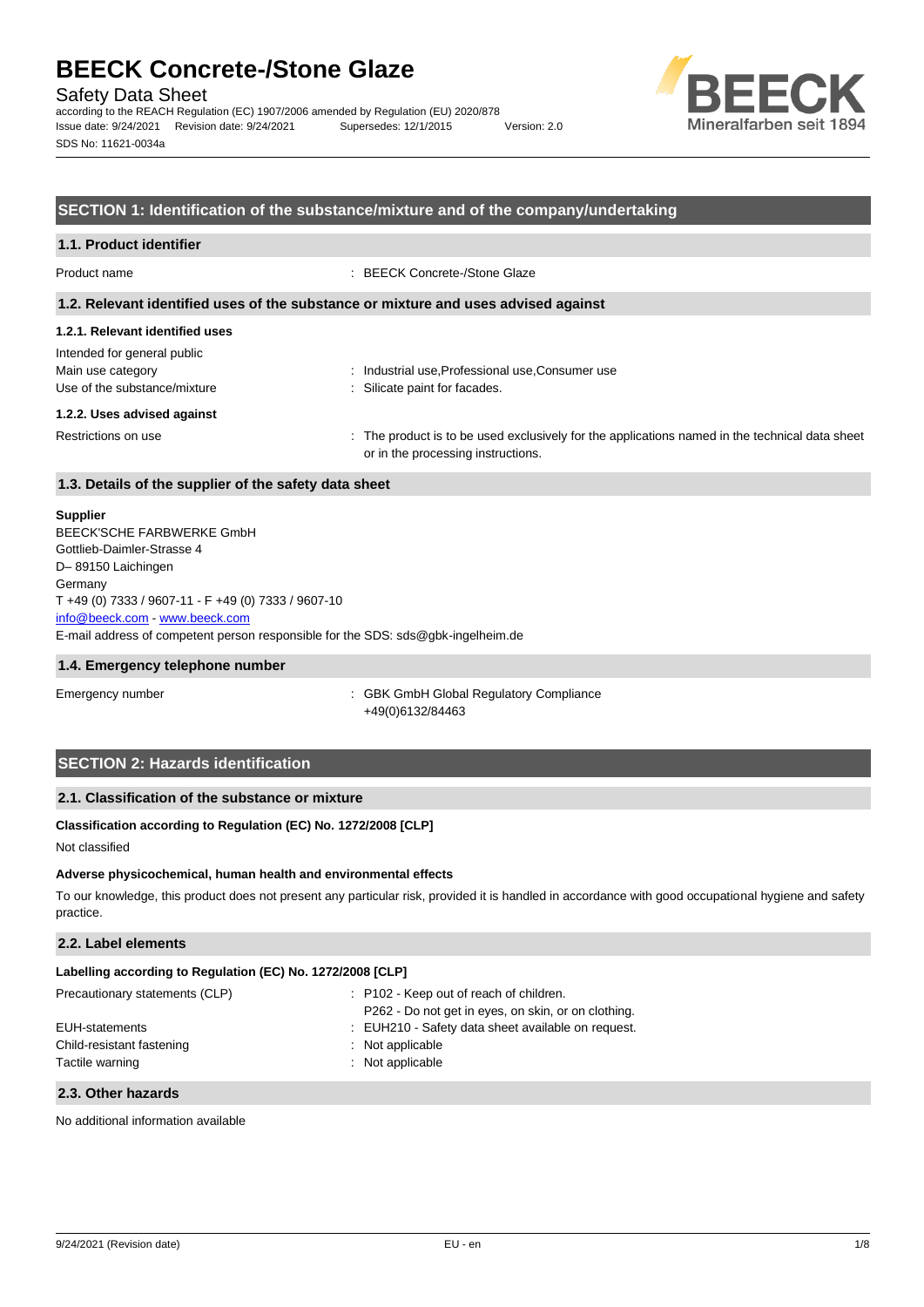# BEECK Concrete-/Stone Glaze

Safety Data Sheet

according to the REACH Regulation (EC) 1907/2006 amended by Regulation (EU) 2020/878

Issue date: 9/24/2021 Revision date: 9/24/2021 Supersedes: 12/1/2015 Version: 2.0

SDS No: 11621-0034a

## SECTION 1: Identification of the substance/mixture and of the company/undertaking

### 1.1. Product identifier

Product name : BEECK Concrete-/Stone Glaze

### 1.2. Relevant identified uses of the substance or mixture and uses advised against

#### 1.2.1. Relevant identified uses

Intended for general public

Main use category : Industrial use,Professional use,Consumer use

Use of the substance/mixture : Silicate paint for facades.

#### 1.2.2. Uses advised against

Restrictions on use : The product is to be used exclusively for the applications named in the technical data sheet or in the processing instructions.

### 1.3. Details of the supplier of the safety data sheet

**Supplier**

BEECK'SCHE FARBWERKE GmbH
Gottlieb-Daimler-Strasse 4
D– 89150 Laichingen
Germany
T +49 (0) 7333 / 9607-11 - F +49 (0) 7333 / 9607-10
info@beeck.com - www.beeck.com
E-mail address of competent person responsible for the SDS: sds@gbk-ingelheim.de

### 1.4. Emergency telephone number

Emergency number : GBK GmbH Global Regulatory Compliance +49(0)6132/84463

## SECTION 2: Hazards identification

### 2.1. Classification of the substance or mixture

**Classification according to Regulation (EC) No. 1272/2008 [CLP]**

Not classified

**Adverse physicochemical, human health and environmental effects**

To our knowledge, this product does not present any particular risk, provided it is handled in accordance with good occupational hygiene and safety practice.

### 2.2. Label elements

**Labelling according to Regulation (EC) No. 1272/2008 [CLP]**

Precautionary statements (CLP) : P102 - Keep out of reach of children.
P262 - Do not get in eyes, on skin, or on clothing.

EUH-statements : EUH210 - Safety data sheet available on request.

Child-resistant fastening : Not applicable

Tactile warning : Not applicable

### 2.3. Other hazards

No additional information available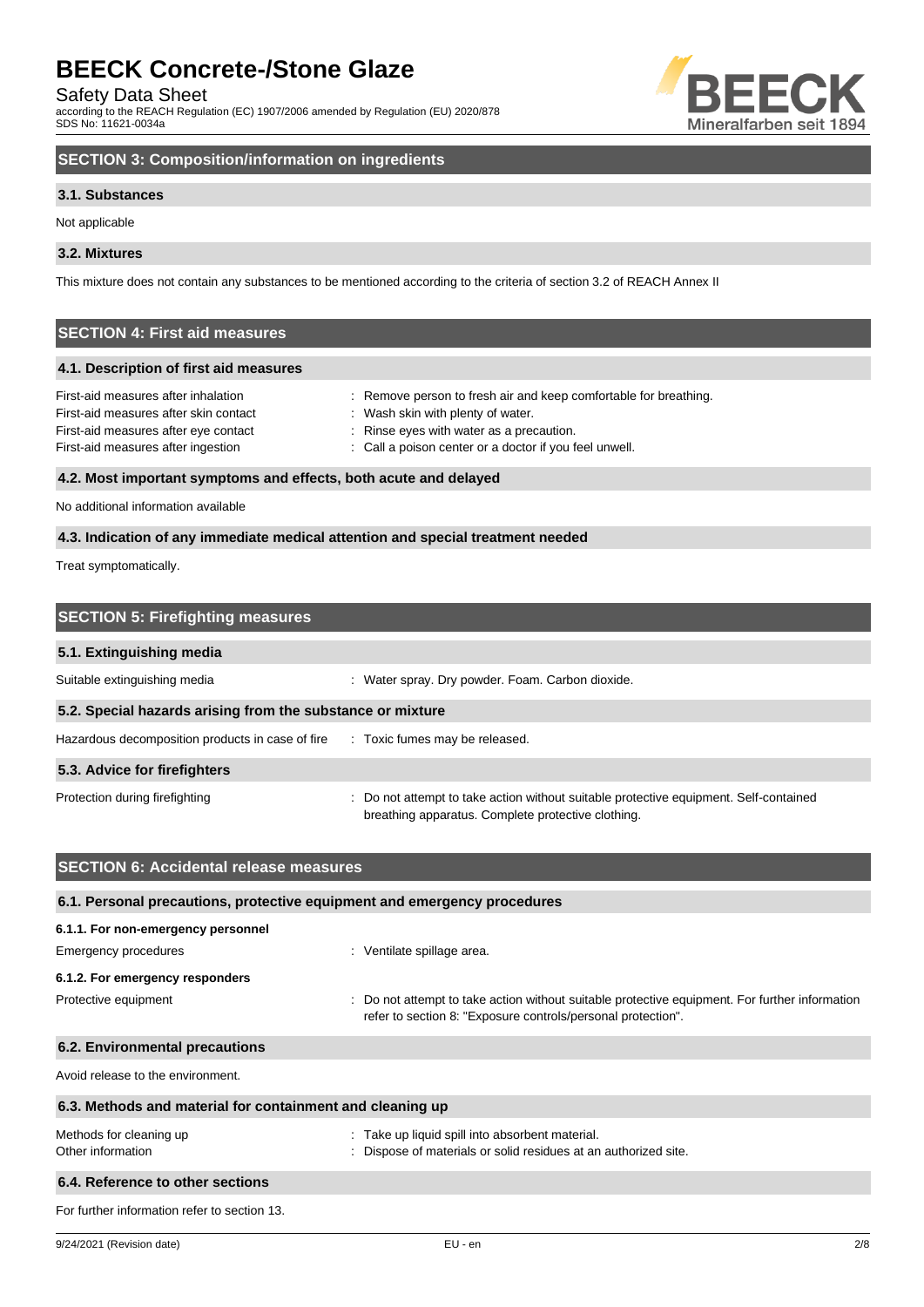## SECTION 3: Composition/information on ingredients

### 3.1. Substances

Not applicable

### 3.2. Mixtures

This mixture does not contain any substances to be mentioned according to the criteria of section 3.2 of REACH Annex II

## SECTION 4: First aid measures

### 4.1. Description of first aid measures

| | |
|---|---|
| First-aid measures after inhalation | : Remove person to fresh air and keep comfortable for breathing. |
| First-aid measures after skin contact | : Wash skin with plenty of water. |
| First-aid measures after eye contact | : Rinse eyes with water as a precaution. |
| First-aid measures after ingestion | : Call a poison center or a doctor if you feel unwell. |

### 4.2. Most important symptoms and effects, both acute and delayed

No additional information available

### 4.3. Indication of any immediate medical attention and special treatment needed

Treat symptomatically.

## SECTION 5: Firefighting measures

### 5.1. Extinguishing media

| | |
|---|---|
| Suitable extinguishing media | : Water spray. Dry powder. Foam. Carbon dioxide. |

### 5.2. Special hazards arising from the substance or mixture

| | |
|---|---|
| Hazardous decomposition products in case of fire | : Toxic fumes may be released. |

### 5.3. Advice for firefighters

| | |
|---|---|
| Protection during firefighting | : Do not attempt to take action without suitable protective equipment. Self-contained breathing apparatus. Complete protective clothing. |

## SECTION 6: Accidental release measures

### 6.1. Personal precautions, protective equipment and emergency procedures

#### 6.1.1. For non-emergency personnel

| | |
|---|---|
| Emergency procedures | : Ventilate spillage area. |

#### 6.1.2. For emergency responders

| | |
|---|---|
| Protective equipment | : Do not attempt to take action without suitable protective equipment. For further information refer to section 8: "Exposure controls/personal protection". |

### 6.2. Environmental precautions

Avoid release to the environment.

### 6.3. Methods and material for containment and cleaning up

| | |
|---|---|
| Methods for cleaning up | : Take up liquid spill into absorbent material. |
| Other information | : Dispose of materials or solid residues at an authorized site. |

### 6.4. Reference to other sections

For further information refer to section 13.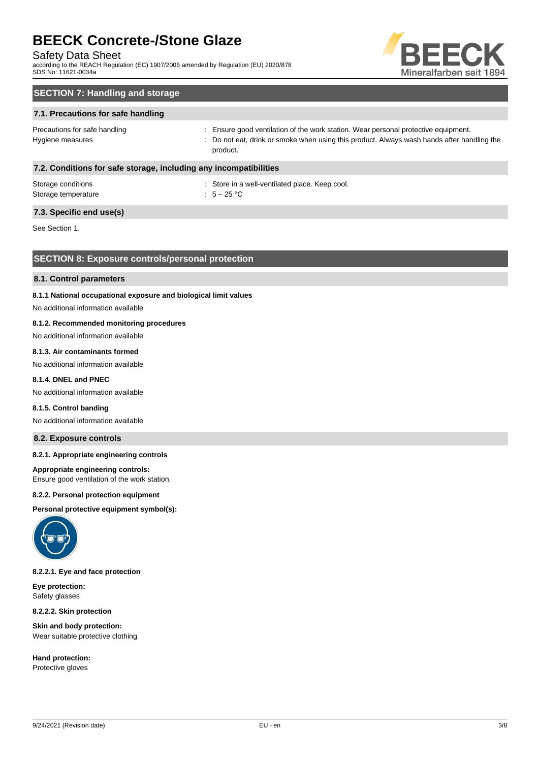## SECTION 7: Handling and storage

### 7.1. Precautions for safe handling

| | |
|---|---|
| Precautions for safe handling | : Ensure good ventilation of the work station. Wear personal protective equipment. |
| Hygiene measures | : Do not eat, drink or smoke when using this product. Always wash hands after handling the product. |

### 7.2. Conditions for safe storage, including any incompatibilities

| | |
|---|---|
| Storage conditions | : Store in a well-ventilated place. Keep cool. |
| Storage temperature | : 5 – 25 °C |

### 7.3. Specific end use(s)

See Section 1.

## SECTION 8: Exposure controls/personal protection

### 8.1. Control parameters

**8.1.1 National occupational exposure and biological limit values**

No additional information available

**8.1.2. Recommended monitoring procedures**

No additional information available

**8.1.3. Air contaminants formed**

No additional information available

**8.1.4. DNEL and PNEC**

No additional information available

**8.1.5. Control banding**

No additional information available

### 8.2. Exposure controls

**8.2.1. Appropriate engineering controls**

**Appropriate engineering controls:**
Ensure good ventilation of the work station.

**8.2.2. Personal protection equipment**

**Personal protective equipment symbol(s):**

**8.2.2.1. Eye and face protection**

**Eye protection:**
Safety glasses

**8.2.2.2. Skin protection**

**Skin and body protection:**
Wear suitable protective clothing

**Hand protection:**
Protective gloves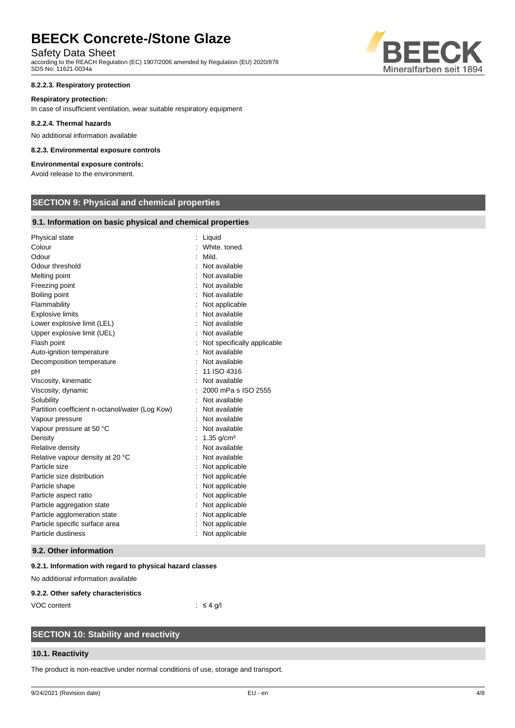#### 8.2.2.3. Respiratory protection

**Respiratory protection:**

In case of insufficient ventilation, wear suitable respiratory equipment

#### 8.2.2.4. Thermal hazards

No additional information available

#### 8.2.3. Environmental exposure controls

**Environmental exposure controls:**

Avoid release to the environment.

## SECTION 9: Physical and chemical properties

### 9.1. Information on basic physical and chemical properties

| | |
|---|---|
| Physical state | : Liquid |
| Colour | : White. toned. |
| Odour | : Mild. |
| Odour threshold | : Not available |
| Melting point | : Not available |
| Freezing point | : Not available |
| Boiling point | : Not available |
| Flammability | : Not applicable |
| Explosive limits | : Not available |
| Lower explosive limit (LEL) | : Not available |
| Upper explosive limit (UEL) | : Not available |
| Flash point | : Not specifically applicable |
| Auto-ignition temperature | : Not available |
| Decomposition temperature | : Not available |
| pH | : 11 ISO 4316 |
| Viscosity, kinematic | : Not available |
| Viscosity, dynamic | : 2000 mPa·s ISO 2555 |
| Solubility | : Not available |
| Partition coefficient n-octanol/water (Log Kow) | : Not available |
| Vapour pressure | : Not available |
| Vapour pressure at 50 °C | : Not available |
| Density | : 1.35 g/cm³ |
| Relative density | : Not available |
| Relative vapour density at 20 °C | : Not available |
| Particle size | : Not applicable |
| Particle size distribution | : Not applicable |
| Particle shape | : Not applicable |
| Particle aspect ratio | : Not applicable |
| Particle aggregation state | : Not applicable |
| Particle agglomeration state | : Not applicable |
| Particle specific surface area | : Not applicable |
| Particle dustiness | : Not applicable |

### 9.2. Other information

#### 9.2.1. Information with regard to physical hazard classes

No additional information available

#### 9.2.2. Other safety characteristics

| | |
|---|---|
| VOC content | : ≤ 4 g/l |

## SECTION 10: Stability and reactivity

### 10.1. Reactivity

The product is non-reactive under normal conditions of use, storage and transport.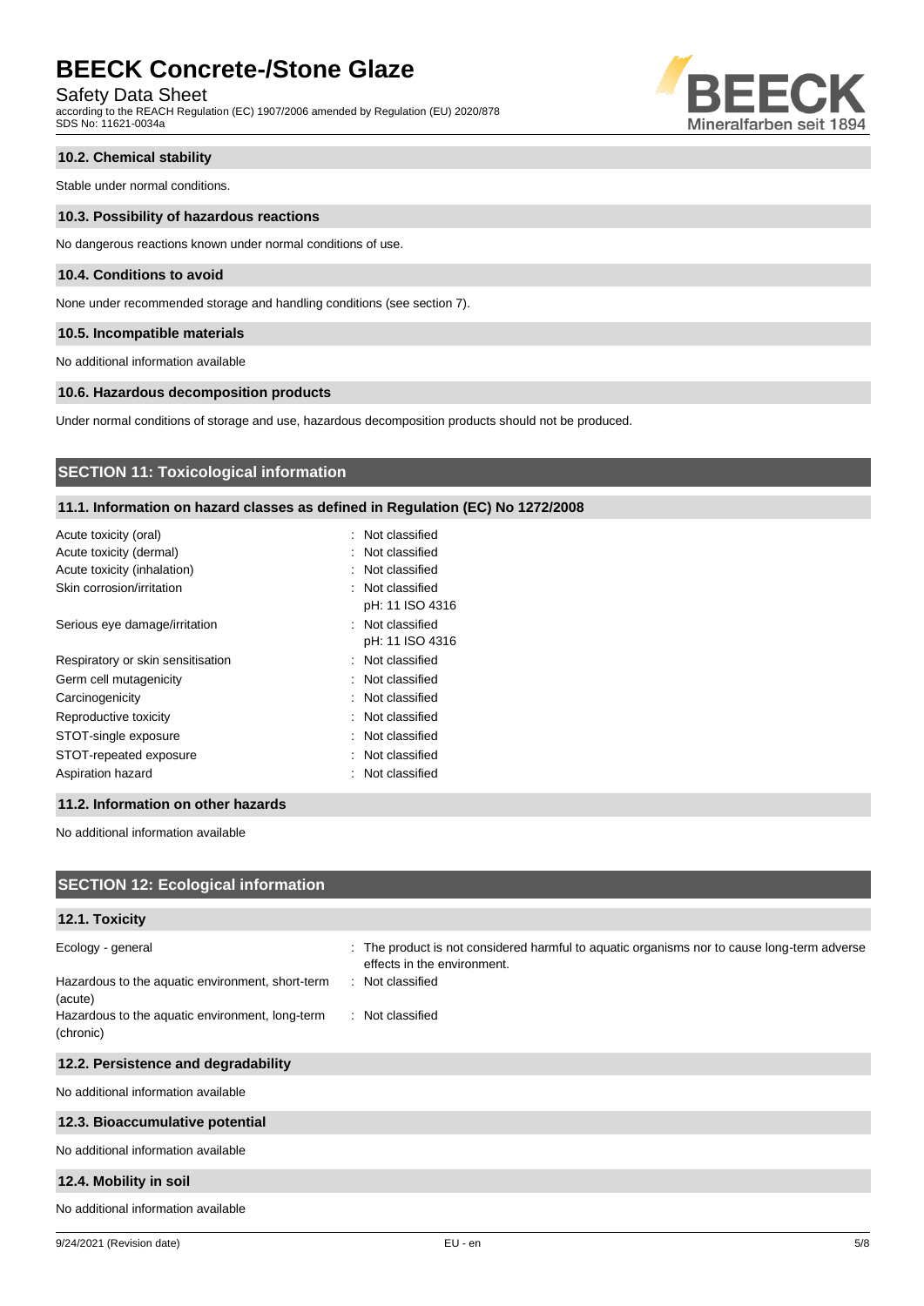### 10.2. Chemical stability

Stable under normal conditions.

### 10.3. Possibility of hazardous reactions

No dangerous reactions known under normal conditions of use.

### 10.4. Conditions to avoid

None under recommended storage and handling conditions (see section 7).

### 10.5. Incompatible materials

No additional information available

### 10.6. Hazardous decomposition products

Under normal conditions of storage and use, hazardous decomposition products should not be produced.

## SECTION 11: Toxicological information

### 11.1. Information on hazard classes as defined in Regulation (EC) No 1272/2008

| | |
|---|---|
| Acute toxicity (oral) | : Not classified |
| Acute toxicity (dermal) | : Not classified |
| Acute toxicity (inhalation) | : Not classified |
| Skin corrosion/irritation | : Not classified<br>pH: 11 ISO 4316 |
| Serious eye damage/irritation | : Not classified<br>pH: 11 ISO 4316 |
| Respiratory or skin sensitisation | : Not classified |
| Germ cell mutagenicity | : Not classified |
| Carcinogenicity | : Not classified |
| Reproductive toxicity | : Not classified |
| STOT-single exposure | : Not classified |
| STOT-repeated exposure | : Not classified |
| Aspiration hazard | : Not classified |

### 11.2. Information on other hazards

No additional information available

## SECTION 12: Ecological information

### 12.1. Toxicity

| | |
|---|---|
| Ecology - general | : The product is not considered harmful to aquatic organisms nor to cause long-term adverse effects in the environment. |
| Hazardous to the aquatic environment, short-term (acute) | : Not classified |
| Hazardous to the aquatic environment, long-term (chronic) | : Not classified |

### 12.2. Persistence and degradability

No additional information available

### 12.3. Bioaccumulative potential

No additional information available

### 12.4. Mobility in soil

No additional information available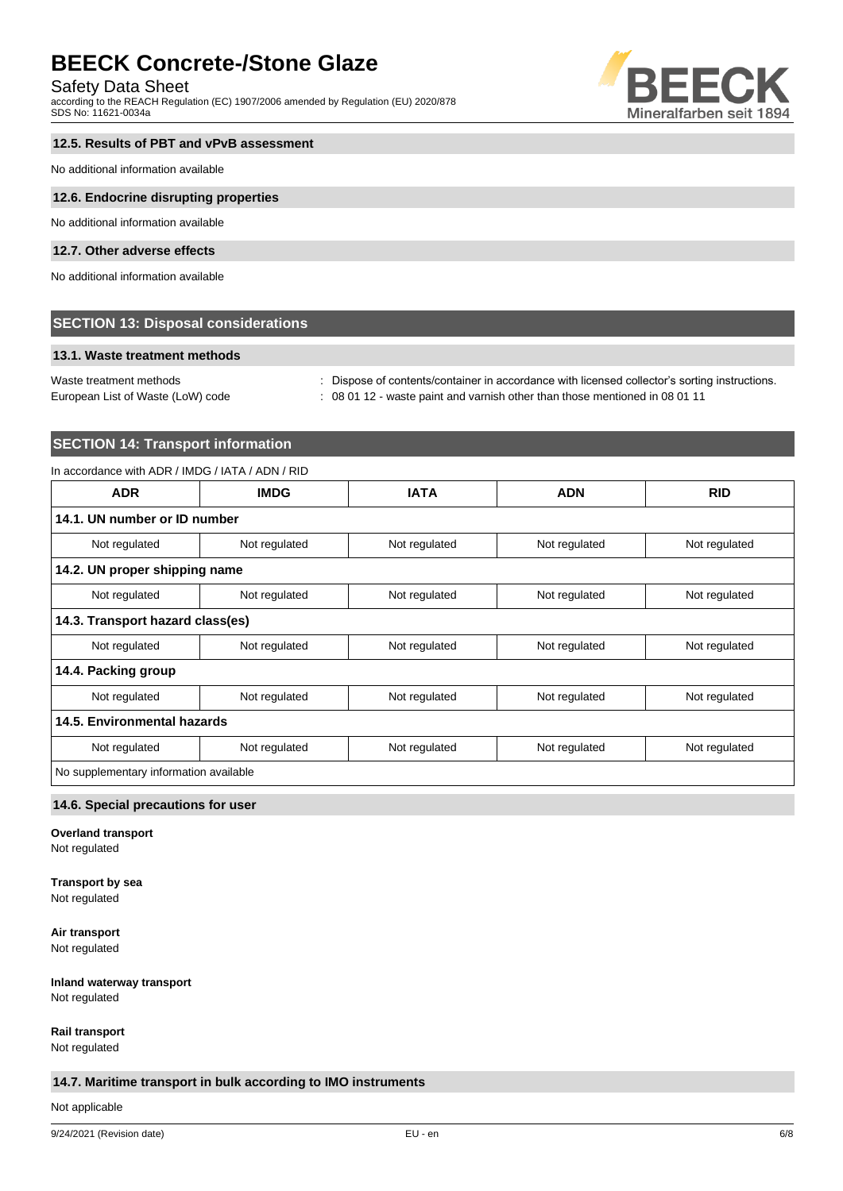### 12.5. Results of PBT and vPvB assessment

No additional information available

### 12.6. Endocrine disrupting properties

No additional information available

### 12.7. Other adverse effects

No additional information available

## SECTION 13: Disposal considerations

### 13.1. Waste treatment methods

Waste treatment methods : Dispose of contents/container in accordance with licensed collector's sorting instructions.

European List of Waste (LoW) code : 08 01 12 - waste paint and varnish other than those mentioned in 08 01 11

## SECTION 14: Transport information

In accordance with ADR / IMDG / IATA / ADN / RID

| ADR | IMDG | IATA | ADN | RID |
|---|---|---|---|---|
| **14.1. UN number or ID number** | | | | |
| Not regulated | Not regulated | Not regulated | Not regulated | Not regulated |
| **14.2. UN proper shipping name** | | | | |
| Not regulated | Not regulated | Not regulated | Not regulated | Not regulated |
| **14.3. Transport hazard class(es)** | | | | |
| Not regulated | Not regulated | Not regulated | Not regulated | Not regulated |
| **14.4. Packing group** | | | | |
| Not regulated | Not regulated | Not regulated | Not regulated | Not regulated |
| **14.5. Environmental hazards** | | | | |
| Not regulated | Not regulated | Not regulated | Not regulated | Not regulated |
| No supplementary information available | | | | |

### 14.6. Special precautions for user

**Overland transport**
Not regulated

**Transport by sea**
Not regulated

**Air transport**
Not regulated

**Inland waterway transport**
Not regulated

**Rail transport**
Not regulated

### 14.7. Maritime transport in bulk according to IMO instruments

Not applicable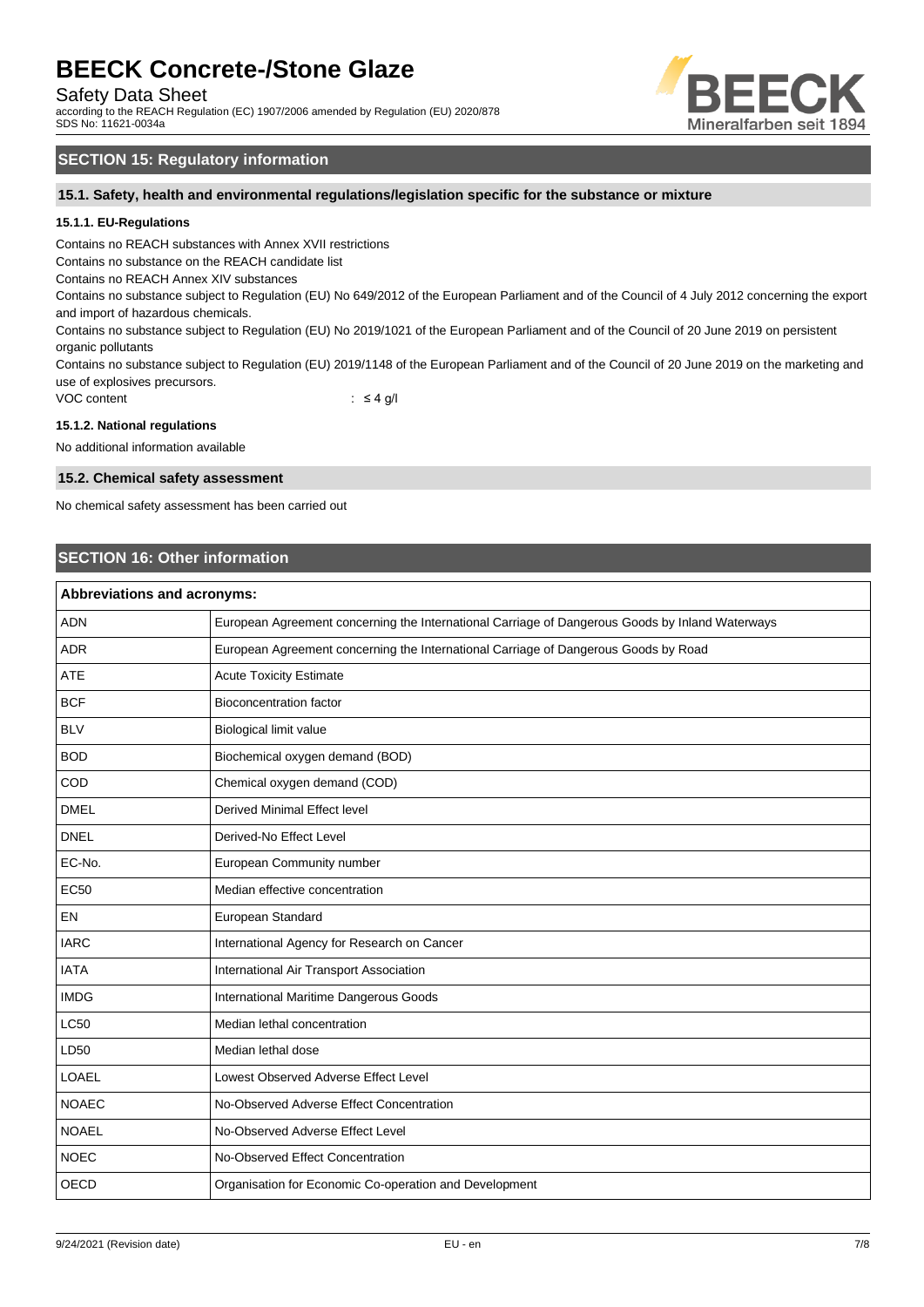## SECTION 15: Regulatory information

### 15.1. Safety, health and environmental regulations/legislation specific for the substance or mixture

#### 15.1.1. EU-Regulations

Contains no REACH substances with Annex XVII restrictions
Contains no substance on the REACH candidate list
Contains no REACH Annex XIV substances
Contains no substance subject to Regulation (EU) No 649/2012 of the European Parliament and of the Council of 4 July 2012 concerning the export and import of hazardous chemicals.
Contains no substance subject to Regulation (EU) No 2019/1021 of the European Parliament and of the Council of 20 June 2019 on persistent organic pollutants
Contains no substance subject to Regulation (EU) 2019/1148 of the European Parliament and of the Council of 20 June 2019 on the marketing and use of explosives precursors.

VOC content : ≤ 4 g/l

#### 15.1.2. National regulations

No additional information available

### 15.2. Chemical safety assessment

No chemical safety assessment has been carried out

## SECTION 16: Other information

| Abbreviations and acronyms: | |
|---|---|
| ADN | European Agreement concerning the International Carriage of Dangerous Goods by Inland Waterways |
| ADR | European Agreement concerning the International Carriage of Dangerous Goods by Road |
| ATE | Acute Toxicity Estimate |
| BCF | Bioconcentration factor |
| BLV | Biological limit value |
| BOD | Biochemical oxygen demand (BOD) |
| COD | Chemical oxygen demand (COD) |
| DMEL | Derived Minimal Effect level |
| DNEL | Derived-No Effect Level |
| EC-No. | European Community number |
| EC50 | Median effective concentration |
| EN | European Standard |
| IARC | International Agency for Research on Cancer |
| IATA | International Air Transport Association |
| IMDG | International Maritime Dangerous Goods |
| LC50 | Median lethal concentration |
| LD50 | Median lethal dose |
| LOAEL | Lowest Observed Adverse Effect Level |
| NOAEC | No-Observed Adverse Effect Concentration |
| NOAEL | No-Observed Adverse Effect Level |
| NOEC | No-Observed Effect Concentration |
| OECD | Organisation for Economic Co-operation and Development |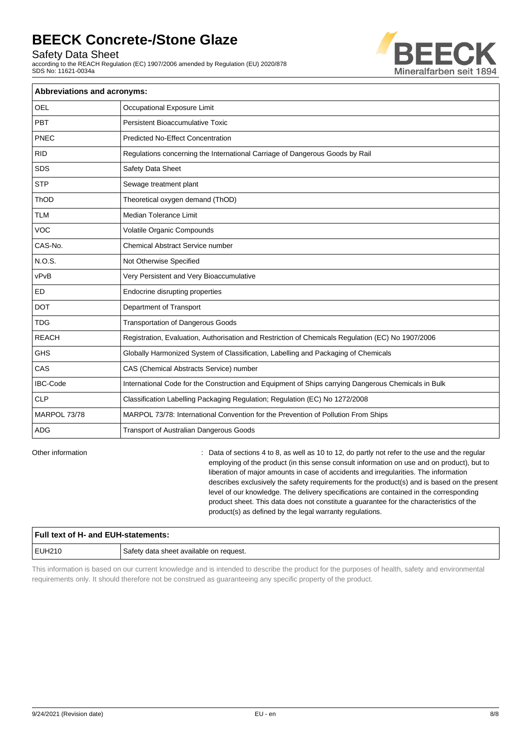| Abbreviations and acronyms: | |
|---|---|
| OEL | Occupational Exposure Limit |
| PBT | Persistent Bioaccumulative Toxic |
| PNEC | Predicted No-Effect Concentration |
| RID | Regulations concerning the International Carriage of Dangerous Goods by Rail |
| SDS | Safety Data Sheet |
| STP | Sewage treatment plant |
| ThOD | Theoretical oxygen demand (ThOD) |
| TLM | Median Tolerance Limit |
| VOC | Volatile Organic Compounds |
| CAS-No. | Chemical Abstract Service number |
| N.O.S. | Not Otherwise Specified |
| vPvB | Very Persistent and Very Bioaccumulative |
| ED | Endocrine disrupting properties |
| DOT | Department of Transport |
| TDG | Transportation of Dangerous Goods |
| REACH | Registration, Evaluation, Authorisation and Restriction of Chemicals Regulation (EC) No 1907/2006 |
| GHS | Globally Harmonized System of Classification, Labelling and Packaging of Chemicals |
| CAS | CAS (Chemical Abstracts Service) number |
| IBC-Code | International Code for the Construction and Equipment of Ships carrying Dangerous Chemicals in Bulk |
| CLP | Classification Labelling Packaging Regulation; Regulation (EC) No 1272/2008 |
| MARPOL 73/78 | MARPOL 73/78: International Convention for the Prevention of Pollution From Ships |
| ADG | Transport of Australian Dangerous Goods |

Other information : Data of sections 4 to 8, as well as 10 to 12, do partly not refer to the use and the regular employing of the product (in this sense consult information on use and on product), but to liberation of major amounts in case of accidents and irregularities. The information describes exclusively the safety requirements for the product(s) and is based on the present level of our knowledge. The delivery specifications are contained in the corresponding product sheet. This data does not constitute a guarantee for the characteristics of the product(s) as defined by the legal warranty regulations.

| Full text of H- and EUH-statements: | |
|---|---|
| EUH210 | Safety data sheet available on request. |

This information is based on our current knowledge and is intended to describe the product for the purposes of health, safety and environmental requirements only. It should therefore not be construed as guaranteeing any specific property of the product.